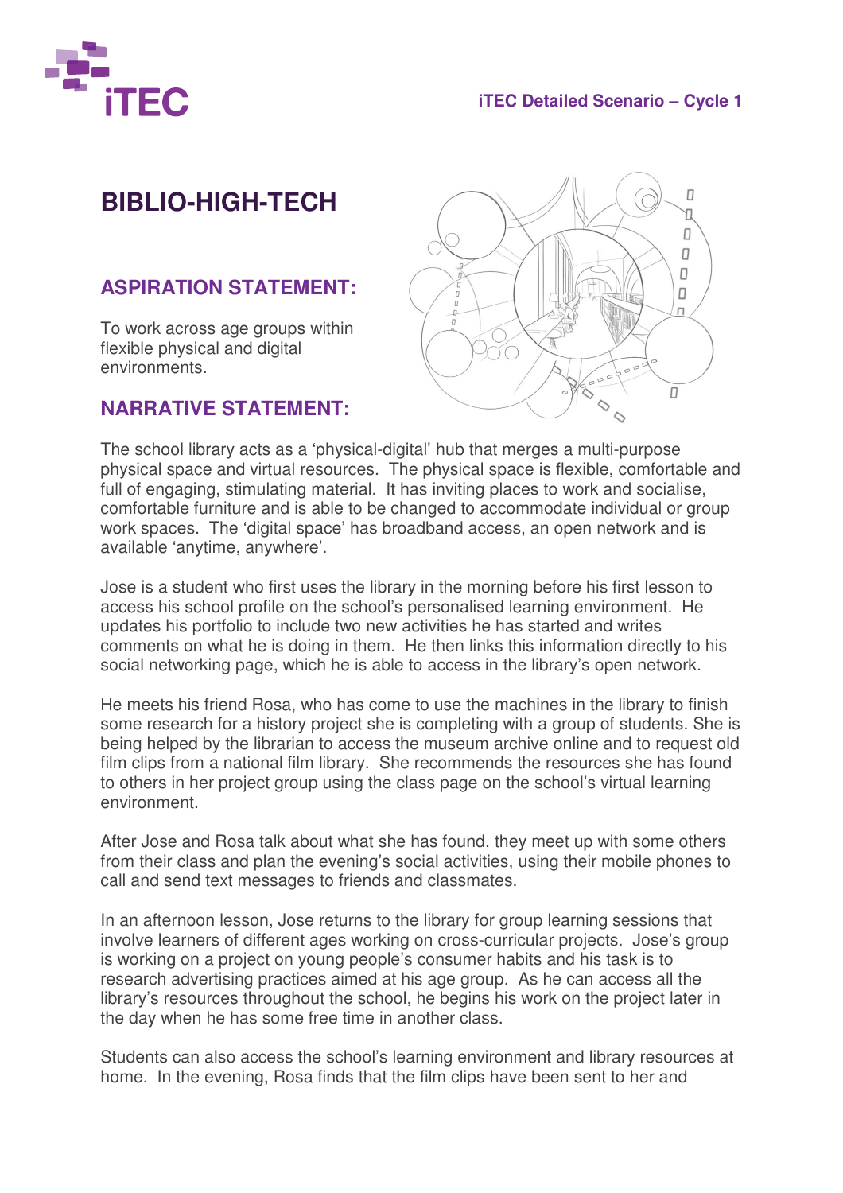# BIBLIO-HIGH-TECH

## ASPIRATION STATEMENT:

To work across age groups within flexible physical and digital environments.

## NARRATIVE STATEMENT:

The school library acts as a 'physical-digital' hub that merges a multi-purpose physical space and virtual resources. The physical space is flexible, comfortable and full of engaging, stimulating material. It has inviting places to work and socialise, comfortable furniture and is able to be changed to accommodate individual or group work spaces. The 'digital space' has broadband access, an open network and is available 'anytime, anywhere'.

Jose is a student who first uses the library in the morning before his first lesson to access his school profile on the school's personalised learning environment. He updates his portfolio to include two new activities he has started and writes comments on what he is doing in them. He then links this information directly to his social networking page, which he is able to access in the library's open network.

He meets his friend Rosa, who has come to use the machines in the library to finish some research for a history project she is completing with a group of students. She is being helped by the librarian to access the museum archive online and to request old film clips from a national film library. She recommends the resources she has found to others in her project group using the class page on the school's virtual learning environment.

After Jose and Rosa talk about what she has found, they meet up with some others from their class and plan the evening's social activities, using their mobile phones to call and send text messages to friends and classmates.

In an afternoon lesson, Jose returns to the library for group learning sessions that involve learners of different ages working on cross-curricular projects. Jose's group is working on a project on young people's consumer habits and his task is to research advertising practices aimed at his age group. As he can access all the library's resources throughout the school, he begins his work on the project later in the day when he has some free time in another class.

Students can also access the school's learning environment and library resources at home. In the evening, Rosa finds that the film clips have been sent to her and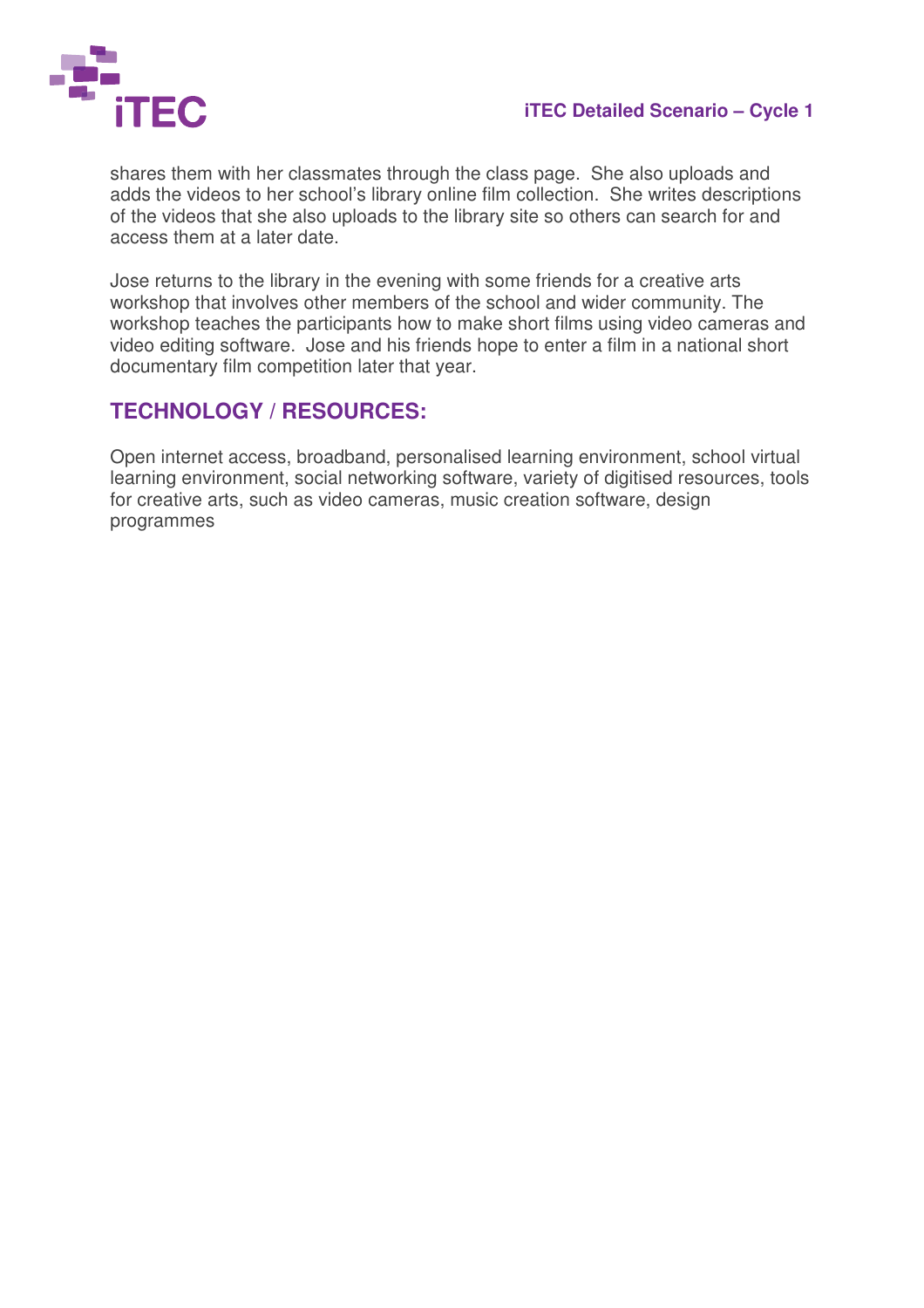shares them with her classmates through the class page. She also uploads and adds the videos to her school's library online film collection. She writes descriptions of the videos that she also uploads to the library site so others can search for and access them at a later date.

Jose returns to the library in the evening with some friends for a creative arts workshop that involves other members of the school and wider community. The workshop teaches the participants how to make short films using video cameras and video editing software. Jose and his friends hope to enter a film in a national short documentary film competition later that year.

## TECHNOLOGY / RESOURCES:

Open internet access, broadband, personalised learning environment, school virtual learning environment, social networking software, variety of digitised resources, tools for creative arts, such as video cameras, music creation software, design programmes